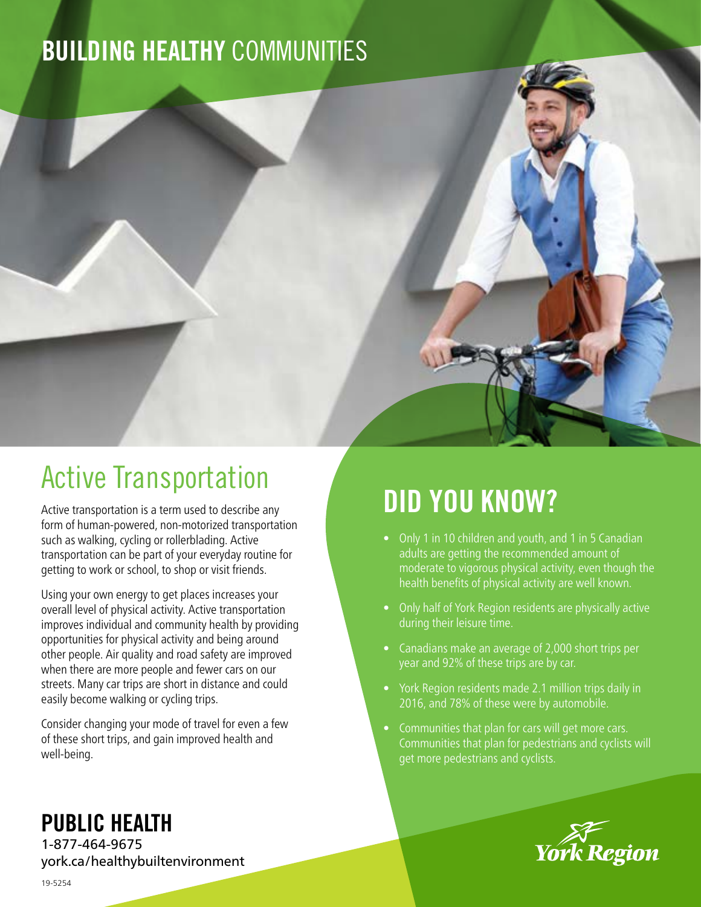# BUILDING HEALTHY COMMUNITIES

## Active Transportation

Active transportation is a term used to describe any form of human-powered, non-motorized transportation such as walking, cycling or rollerblading. Active transportation can be part of your everyday routine for getting to work or school, to shop or visit friends.

Using your own energy to get places increases your overall level of physical activity. Active transportation improves individual and community health by providing opportunities for physical activity and being around other people. Air quality and road safety are improved when there are more people and fewer cars on our streets. Many car trips are short in distance and could easily become walking or cycling trips.

Consider changing your mode of travel for even a few of these short trips, and gain improved health and well-being.

## DID YOU KNOW?

- Only 1 in 10 children and youth, and 1 in 5 Canadian adults are getting the recommended amount of moderate to vigorous physical activity, even though the health benefits of physical activity are well known.
- Only half of York Region residents are physically active during their leisure time.
- Canadians make an average of 2,000 short trips per year and 92% of these trips are by car.
- York Region residents made 2.1 million trips daily in 2016, and 78% of these were by automobile.
- Communities that plan for cars will get more cars. Communities that plan for pedestrians and cyclists will get more pedestrians and cyclists.

**PUBLIC HEALTH**
1-877-464-9675
york.ca/healthybuiltenvironment

York Region

19-5254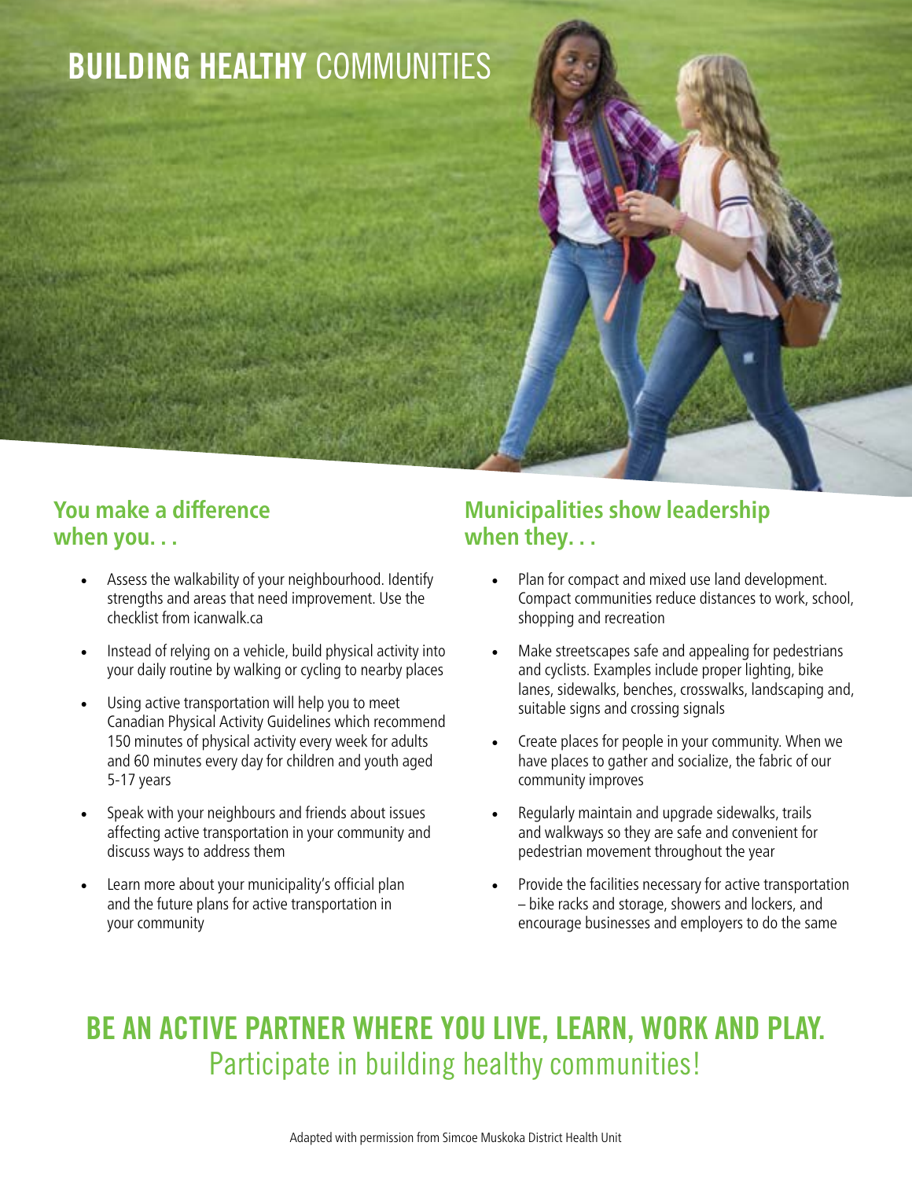# BUILDING HEALTHY COMMUNITIES

## You make a difference when you. . .

- Assess the walkability of your neighbourhood. Identify strengths and areas that need improvement. Use the checklist from icanwalk.ca
- Instead of relying on a vehicle, build physical activity into your daily routine by walking or cycling to nearby places
- Using active transportation will help you to meet Canadian Physical Activity Guidelines which recommend 150 minutes of physical activity every week for adults and 60 minutes every day for children and youth aged 5-17 years
- Speak with your neighbours and friends about issues affecting active transportation in your community and discuss ways to address them
- Learn more about your municipality's official plan and the future plans for active transportation in your community

## Municipalities show leadership when they. . .

- Plan for compact and mixed use land development. Compact communities reduce distances to work, school, shopping and recreation
- Make streetscapes safe and appealing for pedestrians and cyclists. Examples include proper lighting, bike lanes, sidewalks, benches, crosswalks, landscaping and, suitable signs and crossing signals
- Create places for people in your community. When we have places to gather and socialize, the fabric of our community improves
- Regularly maintain and upgrade sidewalks, trails and walkways so they are safe and convenient for pedestrian movement throughout the year
- Provide the facilities necessary for active transportation – bike racks and storage, showers and lockers, and encourage businesses and employers to do the same

## BE AN ACTIVE PARTNER WHERE YOU LIVE, LEARN, WORK AND PLAY.

Participate in building healthy communities!

Adapted with permission from Simcoe Muskoka District Health Unit